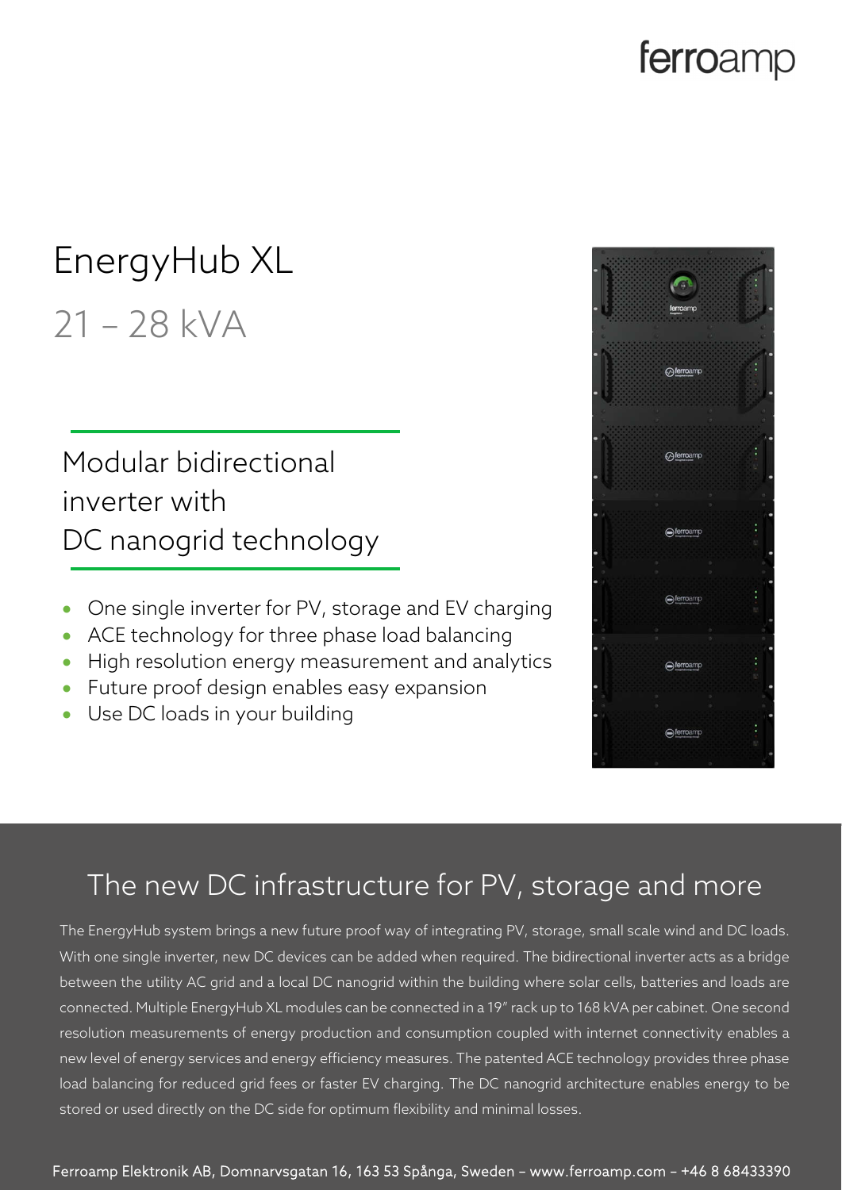# EnergyHub XL

## 21 – 28 kVA

### Modular bidirectional inverter with DC nanogrid technology

- One single inverter for PV, storage and EV charging
- ACE technology for three phase load balancing
- High resolution energy measurement and analytics
- Future proof design enables easy expansion
- Use DC loads in your building

## The new DC infrastructure for PV, storage and more

The EnergyHub system brings a new future proof way of integrating PV, storage, small scale wind and DC loads. With one single inverter, new DC devices can be added when required. The bidirectional inverter acts as a bridge between the utility AC grid and a local DC nanogrid within the building where solar cells, batteries and loads are connected. Multiple EnergyHub XL modules can be connected in a 19″ rack up to 168 kVA per cabinet. One second resolution measurements of energy production and consumption coupled with internet connectivity enables a new level of energy services and energy efficiency measures. The patented ACE technology provides three phase load balancing for reduced grid fees or faster EV charging. The DC nanogrid architecture enables energy to be stored or used directly on the DC side for optimum flexibility and minimal losses.

Ferroamp Elektronik AB, Domnarvsgatan 16, 163 53 Spånga, Sweden – www.ferroamp.com – +46 8 68433390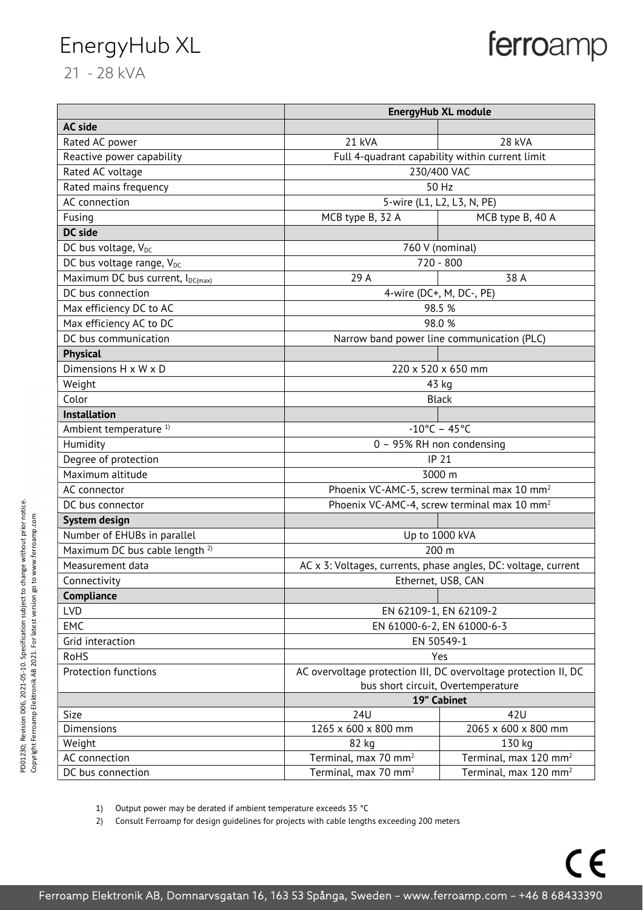# EnergyHub XL

21 - 28 kVA

| | EnergyHub XL module | |
|---|---|---|
| **AC side** | | |
| Rated AC power | 21 kVA | 28 kVA |
| Reactive power capability | Full 4-quadrant capability within current limit | |
| Rated AC voltage | 230/400 VAC | |
| Rated mains frequency | 50 Hz | |
| AC connection | 5-wire (L1, L2, L3, N, PE) | |
| Fusing | MCB type B, 32 A | MCB type B, 40 A |
| **DC side** | | |
| DC bus voltage, $V_{DC}$ | 760 V (nominal) | |
| DC bus voltage range, $V_{DC}$ | 720 - 800 | |
| Maximum DC bus current, $I_{DC(max)}$ | 29 A | 38 A |
| DC bus connection | 4-wire (DC+, M, DC-, PE) | |
| Max efficiency DC to AC | 98.5 % | |
| Max efficiency AC to DC | 98.0 % | |
| DC bus communication | Narrow band power line communication (PLC) | |
| **Physical** | | |
| Dimensions H x W x D | 220 x 520 x 650 mm | |
| Weight | 43 kg | |
| Color | Black | |
| **Installation** | | |
| Ambient temperature [1] | -10°C – 45°C | |
| Humidity | 0 – 95% RH non condensing | |
| Degree of protection | IP 21 | |
| Maximum altitude | 3000 m | |
| AC connector | Phoenix VC-AMC-5, screw terminal max 10 mm² | |
| DC bus connector | Phoenix VC-AMC-4, screw terminal max 10 mm² | |
| **System design** | | |
| Number of EHUBs in parallel | Up to 1000 kVA | |
| Maximum DC bus cable length [2] | 200 m | |
| Measurement data | AC x 3: Voltages, currents, phase angles, DC: voltage, current | |
| Connectivity | Ethernet, USB, CAN | |
| **Compliance** | | |
| LVD | EN 62109-1, EN 62109-2 | |
| EMC | EN 61000-6-2, EN 61000-6-3 | |
| Grid interaction | EN 50549-1 | |
| RoHS | Yes | |
| Protection functions | AC overvoltage protection III, DC overvoltage protection II, DC bus short circuit, Overtemperature | |
| | **19" Cabinet** | |
| Size | 24U | 42U |
| Dimensions | 1265 x 600 x 800 mm | 2065 x 600 x 800 mm |
| Weight | 82 kg | 130 kg |
| AC connection | Terminal, max 70 mm² | Terminal, max 120 mm² |
| DC bus connection | Terminal, max 70 mm² | Terminal, max 120 mm² |

1) Output power may be derated if ambient temperature exceeds 35 °C

2) Consult Ferroamp for design guidelines for projects with cable lengths exceeding 200 meters

PD01230; Revision D06, 2021-05-10. Specification subject to change without prior notice.
Copyright Ferroamp Elektronik AB 2021. For latest version go to www.ferroamp.com

Ferroamp Elektronik AB, Domnarvsgatan 16, 163 53 Spånga, Sweden – www.ferroamp.com – +46 8 68433390